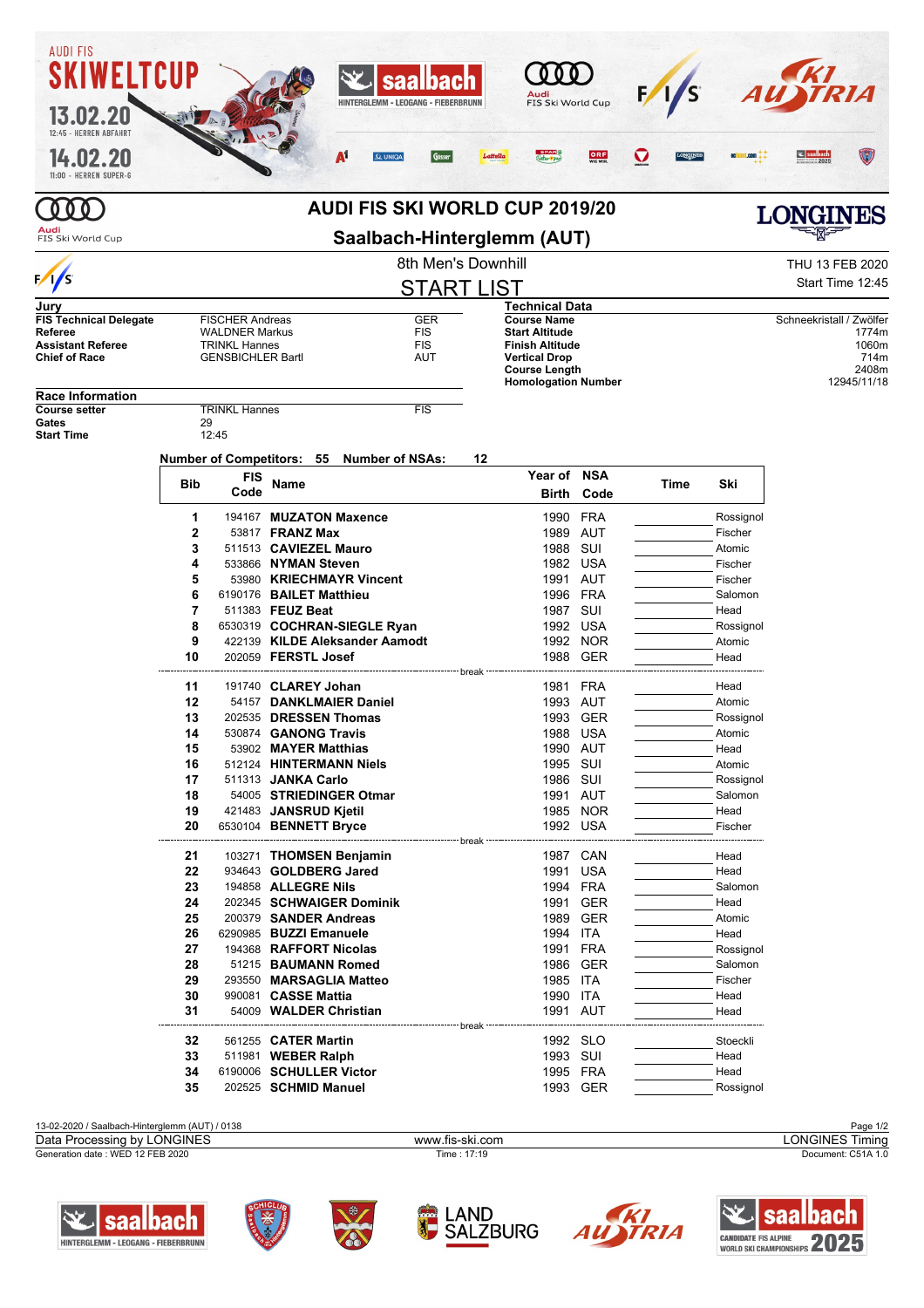# AUDI FIS SKI WORLD CUP 2019/20

## Saalbach-Hinterglemm (AUT)

### 8th Men's Downhill

THU 13 FEB 2020

Start Time 12:45

## START LIST

**Jury**

| | | |
|---|---|---|
| **FIS Technical Delegate** | FISCHER Andreas | GER |
| **Referee** | WALDNER Markus | FIS |
| **Assistant Referee** | TRINKL Hannes | FIS |
| **Chief of Race** | GENSBICHLER Bartl | AUT |

**Technical Data**

| | |
|---|---|
| **Course Name** | Schneekristall / Zwölfer |
| **Start Altitude** | 1774m |
| **Finish Altitude** | 1060m |
| **Vertical Drop** | 714m |
| **Course Length** | 2408m |
| **Homologation Number** | 12945/11/18 |

**Race Information**

| | | |
|---|---|---|
| **Course setter** | TRINKL Hannes | FIS |
| **Gates** | 29 | |
| **Start Time** | 12:45 | |

**Number of Competitors: 55 Number of NSAs: 12**

| Bib | FIS Code | Name | Year of Birth | NSA Code | Time | Ski |
|---|---|---|---|---|---|---|
| 1 | 194167 | **MUZATON Maxence** | 1990 | FRA | | Rossignol |
| 2 | 53817 | **FRANZ Max** | 1989 | AUT | | Fischer |
| 3 | 511513 | **CAVIEZEL Mauro** | 1988 | SUI | | Atomic |
| 4 | 533866 | **NYMAN Steven** | 1982 | USA | | Fischer |
| 5 | 53980 | **KRIECHMAYR Vincent** | 1991 | AUT | | Fischer |
| 6 | 6190176 | **BAILET Matthieu** | 1996 | FRA | | Salomon |
| 7 | 511383 | **FEUZ Beat** | 1987 | SUI | | Head |
| 8 | 6530319 | **COCHRAN-SIEGLE Ryan** | 1992 | USA | | Rossignol |
| 9 | 422139 | **KILDE Aleksander Aamodt** | 1992 | NOR | | Atomic |
| 10 | 202059 | **FERSTL Josef** | 1988 | GER | | Head |
| | | break | | | | |
| 11 | 191740 | **CLAREY Johan** | 1981 | FRA | | Head |
| 12 | 54157 | **DANKLMAIER Daniel** | 1993 | AUT | | Atomic |
| 13 | 202535 | **DRESSEN Thomas** | 1993 | GER | | Rossignol |
| 14 | 530874 | **GANONG Travis** | 1988 | USA | | Atomic |
| 15 | 53902 | **MAYER Matthias** | 1990 | AUT | | Head |
| 16 | 512124 | **HINTERMANN Niels** | 1995 | SUI | | Atomic |
| 17 | 511313 | **JANKA Carlo** | 1986 | SUI | | Rossignol |
| 18 | 54005 | **STRIEDINGER Otmar** | 1991 | AUT | | Salomon |
| 19 | 421483 | **JANSRUD Kjetil** | 1985 | NOR | | Head |
| 20 | 6530104 | **BENNETT Bryce** | 1992 | USA | | Fischer |
| | | break | | | | |
| 21 | 103271 | **THOMSEN Benjamin** | 1987 | CAN | | Head |
| 22 | 934643 | **GOLDBERG Jared** | 1991 | USA | | Head |
| 23 | 194858 | **ALLEGRE Nils** | 1994 | FRA | | Salomon |
| 24 | 202345 | **SCHWAIGER Dominik** | 1991 | GER | | Head |
| 25 | 200379 | **SANDER Andreas** | 1989 | GER | | Atomic |
| 26 | 6290985 | **BUZZI Emanuele** | 1994 | ITA | | Head |
| 27 | 194368 | **RAFFORT Nicolas** | 1991 | FRA | | Rossignol |
| 28 | 51215 | **BAUMANN Romed** | 1986 | GER | | Salomon |
| 29 | 293550 | **MARSAGLIA Matteo** | 1985 | ITA | | Fischer |
| 30 | 990081 | **CASSE Mattia** | 1990 | ITA | | Head |
| 31 | 54009 | **WALDER Christian** | 1991 | AUT | | Head |
| | | break | | | | |
| 32 | 561255 | **CATER Martin** | 1992 | SLO | | Stoeckli |
| 33 | 511981 | **WEBER Ralph** | 1993 | SUI | | Head |
| 34 | 6190006 | **SCHULLER Victor** | 1995 | FRA | | Head |
| 35 | 202525 | **SCHMID Manuel** | 1993 | GER | | Rossignol |

13-02-2020 / Saalbach-Hinterglemm (AUT) / 0138

Data Processing by LONGINES — www.fis-ski.com — LONGINES Timing

Generation date : WED 12 FEB 2020 — Time : 17:19 — Document: C51A 1.0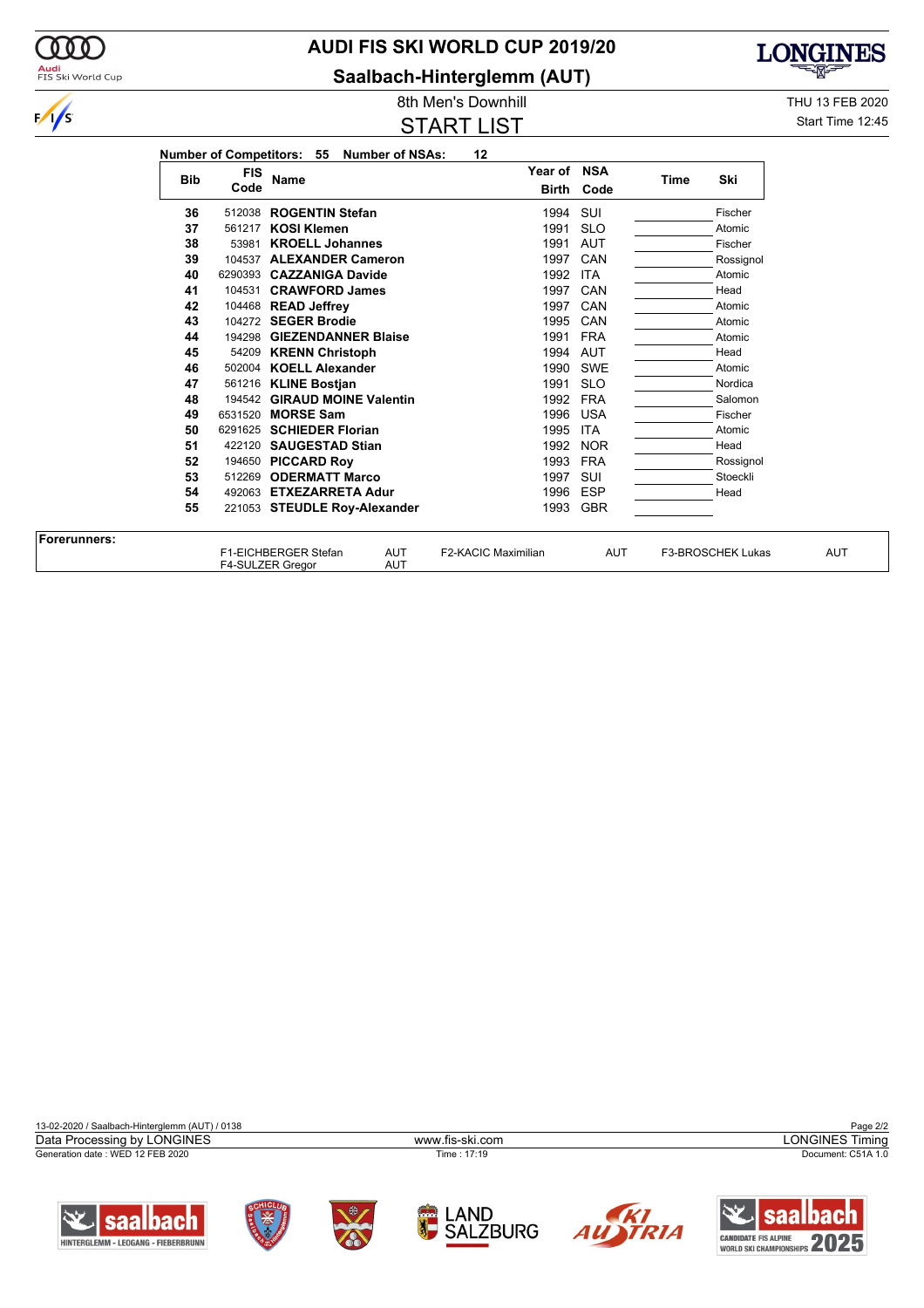# AUDI FIS SKI WORLD CUP 2019/20

## Saalbach-Hinterglemm (AUT)

8th Men's Downhill

THU 13 FEB 2020

## START LIST

Start Time 12:45

**Number of Competitors: 55 Number of NSAs: 12**

| Bib | FIS Code | Name | Year of Birth | NSA Code | Time | Ski |
|---|---|---|---|---|---|---|
| 36 | 512038 | **ROGENTIN Stefan** | 1994 | SUI | | Fischer |
| 37 | 561217 | **KOSI Klemen** | 1991 | SLO | | Atomic |
| 38 | 53981 | **KROELL Johannes** | 1991 | AUT | | Fischer |
| 39 | 104537 | **ALEXANDER Cameron** | 1997 | CAN | | Rossignol |
| 40 | 6290393 | **CAZZANIGA Davide** | 1992 | ITA | | Atomic |
| 41 | 104531 | **CRAWFORD James** | 1997 | CAN | | Head |
| 42 | 104468 | **READ Jeffrey** | 1997 | CAN | | Atomic |
| 43 | 104272 | **SEGER Brodie** | 1995 | CAN | | Atomic |
| 44 | 194298 | **GIEZENDANNER Blaise** | 1991 | FRA | | Atomic |
| 45 | 54209 | **KRENN Christoph** | 1994 | AUT | | Head |
| 46 | 502004 | **KOELL Alexander** | 1990 | SWE | | Atomic |
| 47 | 561216 | **KLINE Bostjan** | 1991 | SLO | | Nordica |
| 48 | 194542 | **GIRAUD MOINE Valentin** | 1992 | FRA | | Salomon |
| 49 | 6531520 | **MORSE Sam** | 1996 | USA | | Fischer |
| 50 | 6291625 | **SCHIEDER Florian** | 1995 | ITA | | Atomic |
| 51 | 422120 | **SAUGESTAD Stian** | 1992 | NOR | | Head |
| 52 | 194650 | **PICCARD Roy** | 1993 | FRA | | Rossignol |
| 53 | 512269 | **ODERMATT Marco** | 1997 | SUI | | Stoeckli |
| 54 | 492063 | **ETXEZARRETA Adur** | 1996 | ESP | | Head |
| 55 | 221053 | **STEUDLE Roy-Alexander** | 1993 | GBR | | |

**Forerunners:**

| | | | | | |
|---|---|---|---|---|---|
| F1-EICHBERGER Stefan | AUT | F2-KACIC Maximilian | AUT | F3-BROSCHEK Lukas | AUT |
| F4-SULZER Gregor | AUT | | | | |

13-02-2020 / Saalbach-Hinterglemm (AUT) / 0138

Data Processing by LONGINES — www.fis-ski.com — LONGINES Timing

Generation date : WED 12 FEB 2020 — Time : 17:19 — Document: C51A 1.0